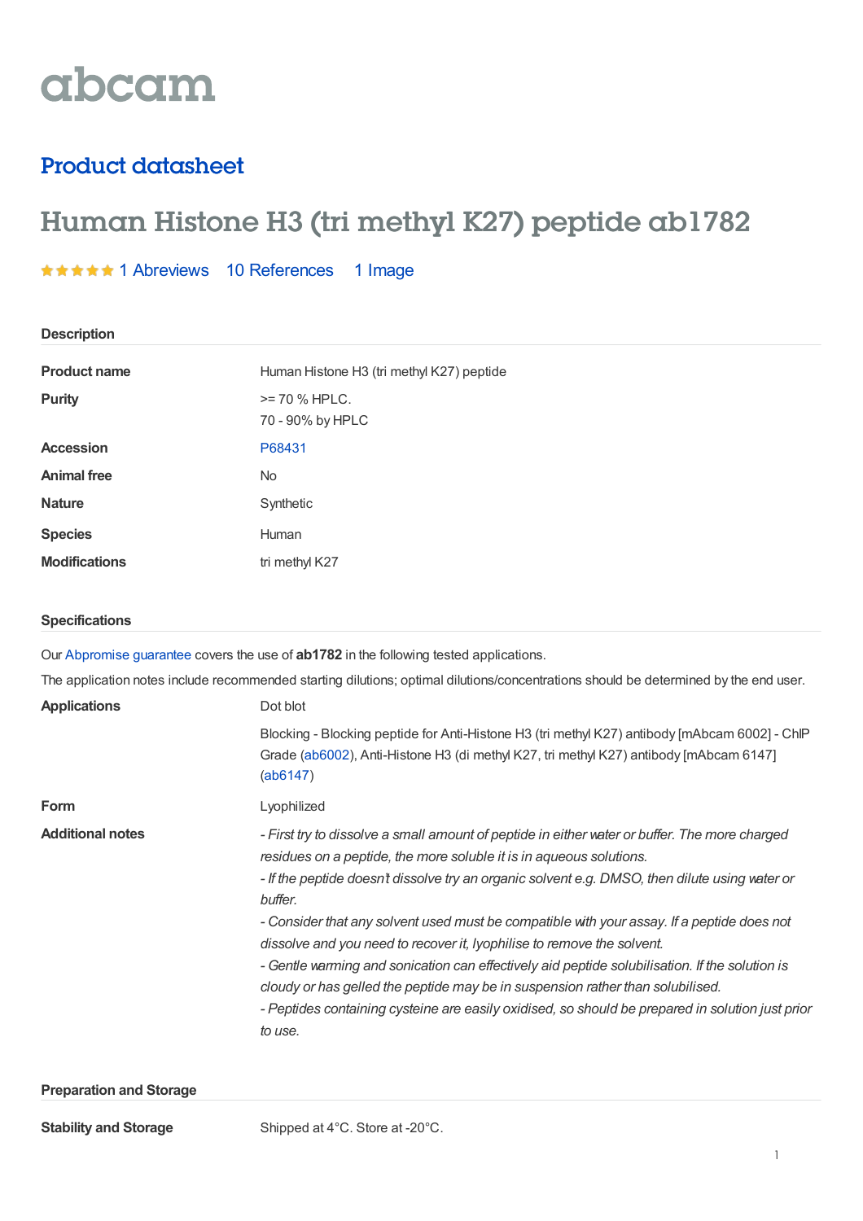abcam

## Product datasheet

# Human Histone H3 (tri methyl K27) peptide ab1782

★★★★★ 1 Abreviews 10 References 1 Image

### Description

| | |
|---|---|
| **Product name** | Human Histone H3 (tri methyl K27) peptide |
| **Purity** | >= 70 % HPLC.<br>70 - 90% by HPLC |
| **Accession** | P68431 |
| **Animal free** | No |
| **Nature** | Synthetic |
| **Species** | Human |
| **Modifications** | tri methyl K27 |

### Specifications

Our Abpromise guarantee covers the use of **ab1782** in the following tested applications.

The application notes include recommended starting dilutions; optimal dilutions/concentrations should be determined by the end user.

| | |
|---|---|
| **Applications** | Dot blot<br><br>Blocking - Blocking peptide for Anti-Histone H3 (tri methyl K27) antibody [mAbcam 6002] - ChIP Grade (ab6002), Anti-Histone H3 (di methyl K27, tri methyl K27) antibody [mAbcam 6147] (ab6147) |
| **Form** | Lyophilized |
| **Additional notes** | *- First try to dissolve a small amount of peptide in either water or buffer. The more charged residues on a peptide, the more soluble it is in aqueous solutions.*<br>*- If the peptide doesn't dissolve try an organic solvent e.g. DMSO, then dilute using water or buffer.*<br>*- Consider that any solvent used must be compatible with your assay. If a peptide does not dissolve and you need to recover it, lyophilise to remove the solvent.*<br>*- Gentle warming and sonication can effectively aid peptide solubilisation. If the solution is cloudy or has gelled the peptide may be in suspension rather than solubilised.*<br>*- Peptides containing cysteine are easily oxidised, so should be prepared in solution just prior to use.* |

### Preparation and Storage

| | |
|---|---|
| **Stability and Storage** | Shipped at 4°C. Store at -20°C. |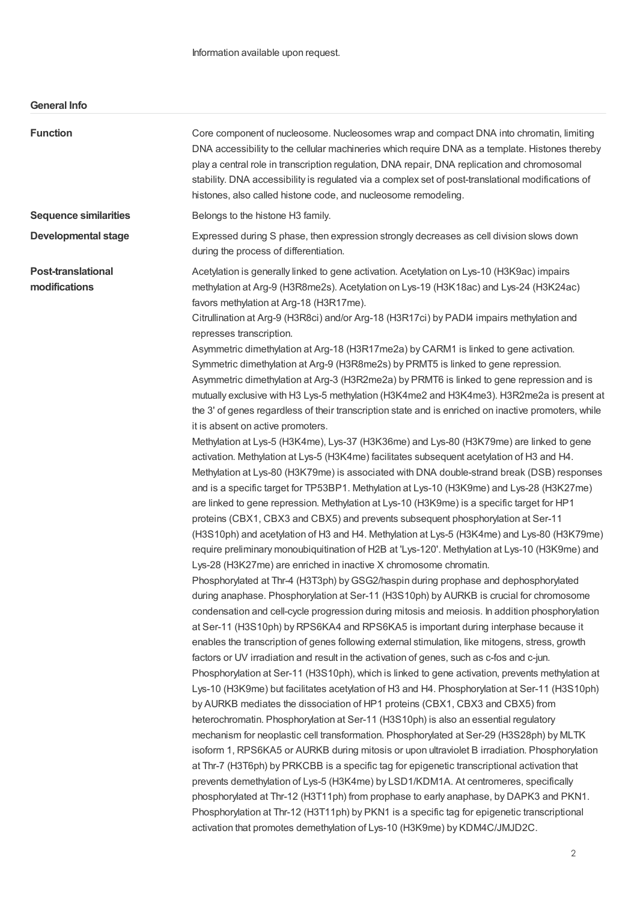Information available upon request.

## General Info

| | |
|---|---|
| **Function** | Core component of nucleosome. Nucleosomes wrap and compact DNA into chromatin, limiting DNA accessibility to the cellular machineries which require DNA as a template. Histones thereby play a central role in transcription regulation, DNA repair, DNA replication and chromosomal stability. DNA accessibility is regulated via a complex set of post-translational modifications of histones, also called histone code, and nucleosome remodeling. |
| **Sequence similarities** | Belongs to the histone H3 family. |
| **Developmental stage** | Expressed during S phase, then expression strongly decreases as cell division slows down during the process of differentiation. |
| **Post-translational modifications** | Acetylation is generally linked to gene activation. Acetylation on Lys-10 (H3K9ac) impairs methylation at Arg-9 (H3R8me2s). Acetylation on Lys-19 (H3K18ac) and Lys-24 (H3K24ac) favors methylation at Arg-18 (H3R17me).<br>Citrullination at Arg-9 (H3R8ci) and/or Arg-18 (H3R17ci) by PADI4 impairs methylation and represses transcription.<br>Asymmetric dimethylation at Arg-18 (H3R17me2a) by CARM1 is linked to gene activation. Symmetric dimethylation at Arg-9 (H3R8me2s) by PRMT5 is linked to gene repression. Asymmetric dimethylation at Arg-3 (H3R2me2a) by PRMT6 is linked to gene repression and is mutually exclusive with H3 Lys-5 methylation (H3K4me2 and H3K4me3). H3R2me2a is present at the 3' of genes regardless of their transcription state and is enriched on inactive promoters, while it is absent on active promoters.<br>Methylation at Lys-5 (H3K4me), Lys-37 (H3K36me) and Lys-80 (H3K79me) are linked to gene activation. Methylation at Lys-5 (H3K4me) facilitates subsequent acetylation of H3 and H4. Methylation at Lys-80 (H3K79me) is associated with DNA double-strand break (DSB) responses and is a specific target for TP53BP1. Methylation at Lys-10 (H3K9me) and Lys-28 (H3K27me) are linked to gene repression. Methylation at Lys-10 (H3K9me) is a specific target for HP1 proteins (CBX1, CBX3 and CBX5) and prevents subsequent phosphorylation at Ser-11 (H3S10ph) and acetylation of H3 and H4. Methylation at Lys-5 (H3K4me) and Lys-80 (H3K79me) require preliminary monoubiquitination of H2B at 'Lys-120'. Methylation at Lys-10 (H3K9me) and Lys-28 (H3K27me) are enriched in inactive X chromosome chromatin.<br>Phosphorylated at Thr-4 (H3T3ph) by GSG2/haspin during prophase and dephosphorylated during anaphase. Phosphorylation at Ser-11 (H3S10ph) by AURKB is crucial for chromosome condensation and cell-cycle progression during mitosis and meiosis. In addition phosphorylation at Ser-11 (H3S10ph) by RPS6KA4 and RPS6KA5 is important during interphase because it enables the transcription of genes following external stimulation, like mitogens, stress, growth factors or UV irradiation and result in the activation of genes, such as c-fos and c-jun. Phosphorylation at Ser-11 (H3S10ph), which is linked to gene activation, prevents methylation at Lys-10 (H3K9me) but facilitates acetylation of H3 and H4. Phosphorylation at Ser-11 (H3S10ph) by AURKB mediates the dissociation of HP1 proteins (CBX1, CBX3 and CBX5) from heterochromatin. Phosphorylation at Ser-11 (H3S10ph) is also an essential regulatory mechanism for neoplastic cell transformation. Phosphorylated at Ser-29 (H3S28ph) by MLTK isoform 1, RPS6KA5 or AURKB during mitosis or upon ultraviolet B irradiation. Phosphorylation at Thr-7 (H3T6ph) by PRKCBB is a specific tag for epigenetic transcriptional activation that prevents demethylation of Lys-5 (H3K4me) by LSD1/KDM1A. At centromeres, specifically phosphorylated at Thr-12 (H3T11ph) from prophase to early anaphase, by DAPK3 and PKN1. Phosphorylation at Thr-12 (H3T11ph) by PKN1 is a specific tag for epigenetic transcriptional activation that promotes demethylation of Lys-10 (H3K9me) by KDM4C/JMJD2C. |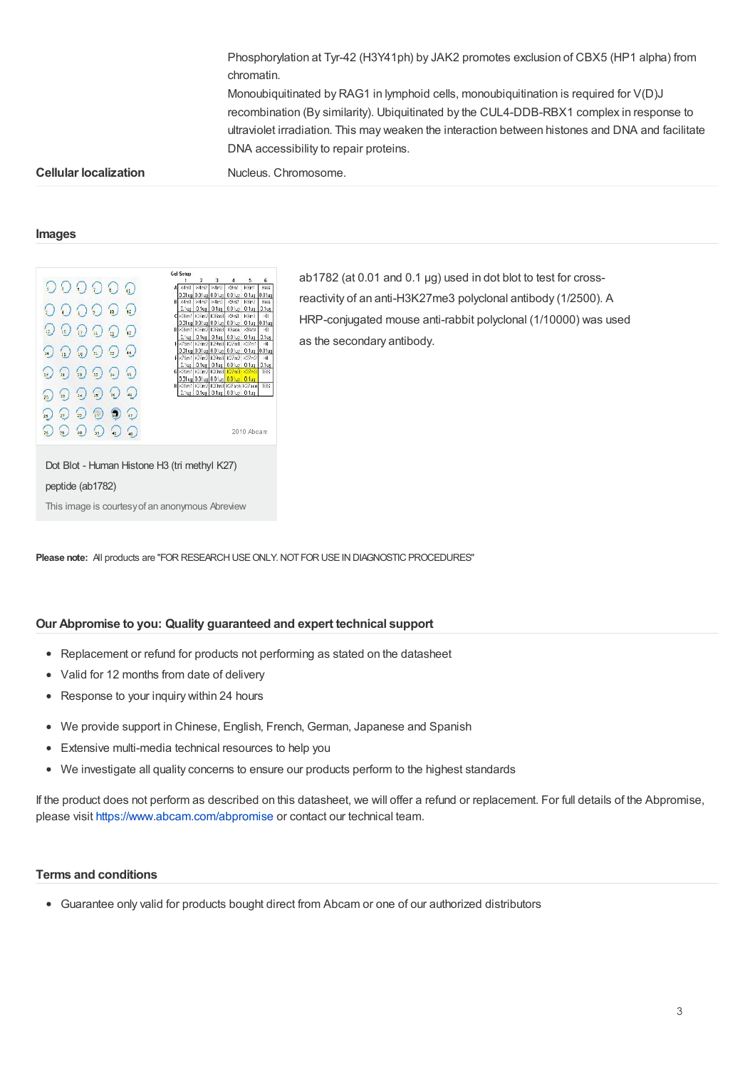Phosphorylation at Tyr-42 (H3Y41ph) by JAK2 promotes exclusion of CBX5 (HP1 alpha) from chromatin.

Monoubiquitinated by RAG1 in lymphoid cells, monoubiquitination is required for V(D)J recombination (By similarity). Ubiquitinated by the CUL4-DDB-RBX1 complex in response to ultraviolet irradiation. This may weaken the interaction between histones and DNA and facilitate DNA accessibility to repair proteins.

**Cellular localization** Nucleus. Chromosome.

## Images

ab1782 (at 0.01 and 0.1 µg) used in dot blot to test for cross-reactivity of an anti-H3K27me3 polyclonal antibody (1/2500). A HRP-conjugated mouse anti-rabbit polyclonal (1/10000) was used as the secondary antibody.

Dot Blot - Human Histone H3 (tri methyl K27) peptide (ab1782)

This image is courtesy of an anonymous Abreview

**Please note:** All products are "FOR RESEARCH USE ONLY. NOT FOR USE IN DIAGNOSTIC PROCEDURES"

### Our Abpromise to you: Quality guaranteed and expert technical support

- Replacement or refund for products not performing as stated on the datasheet
- Valid for 12 months from date of delivery
- Response to your inquiry within 24 hours

- We provide support in Chinese, English, French, German, Japanese and Spanish
- Extensive multi-media technical resources to help you
- We investigate all quality concerns to ensure our products perform to the highest standards

If the product does not perform as described on this datasheet, we will offer a refund or replacement. For full details of the Abpromise, please visit https://www.abcam.com/abpromise or contact our technical team.

### Terms and conditions

- Guarantee only valid for products bought direct from Abcam or one of our authorized distributors